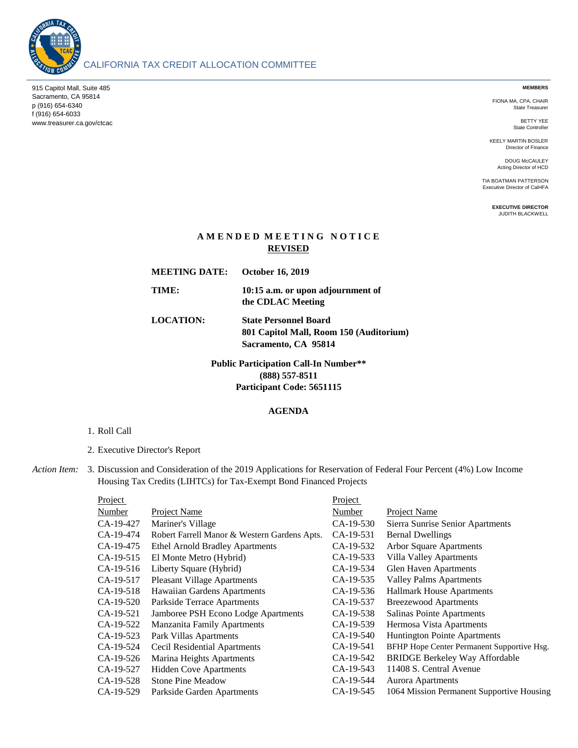CALIFORNIA TAX CREDIT ALLOCATION COMMITTEE

915 Capitol Mall, Suite 485
Sacramento, CA 95814
p (916) 654-6340
f (916) 654-6033
www.treasurer.ca.gov/ctcac

**MEMBERS**

FIONA MA, CPA, CHAIR
State Treasurer

BETTY YEE
State Controller

KEELY MARTIN BOSLER
Director of Finance

DOUG McCAULEY
Acting Director of HCD

TIA BOATMAN PATTERSON
Executive Director of CalHFA

**EXECUTIVE DIRECTOR**
JUDITH BLACKWELL

## AMENDED MEETING NOTICE

**REVISED**

**MEETING DATE:** **October 16, 2019**

**TIME:** **10:15 a.m. or upon adjournment of the CDLAC Meeting**

**LOCATION:** **State Personnel Board**
**801 Capitol Mall, Room 150 (Auditorium)**
**Sacramento, CA 95814**

**Public Participation Call-In Number****
**(888) 557-8511**
**Participant Code: 5651115**

## AGENDA

1. Roll Call

2. Executive Director's Report

*Action Item:* 3. Discussion and Consideration of the 2019 Applications for Reservation of Federal Four Percent (4%) Low Income Housing Tax Credits (LIHTCs) for Tax-Exempt Bond Financed Projects

| Project Number | Project Name | Project Number | Project Name |
|---|---|---|---|
| CA-19-427 | Mariner's Village | CA-19-530 | Sierra Sunrise Senior Apartments |
| CA-19-474 | Robert Farrell Manor & Western Gardens Apts. | CA-19-531 | Bernal Dwellings |
| CA-19-475 | Ethel Arnold Bradley Apartments | CA-19-532 | Arbor Square Apartments |
| CA-19-515 | El Monte Metro (Hybrid) | CA-19-533 | Villa Valley Apartments |
| CA-19-516 | Liberty Square (Hybrid) | CA-19-534 | Glen Haven Apartments |
| CA-19-517 | Pleasant Village Apartments | CA-19-535 | Valley Palms Apartments |
| CA-19-518 | Hawaiian Gardens Apartments | CA-19-536 | Hallmark House Apartments |
| CA-19-520 | Parkside Terrace Apartments | CA-19-537 | Breezewood Apartments |
| CA-19-521 | Jamboree PSH Econo Lodge Apartments | CA-19-538 | Salinas Pointe Apartments |
| CA-19-522 | Manzanita Family Apartments | CA-19-539 | Hermosa Vista Apartments |
| CA-19-523 | Park Villas Apartments | CA-19-540 | Huntington Pointe Apartments |
| CA-19-524 | Cecil Residential Apartments | CA-19-541 | BFHP Hope Center Permanent Supportive Hsg. |
| CA-19-526 | Marina Heights Apartments | CA-19-542 | BRIDGE Berkeley Way Affordable |
| CA-19-527 | Hidden Cove Apartments | CA-19-543 | 11408 S. Central Avenue |
| CA-19-528 | Stone Pine Meadow | CA-19-544 | Aurora Apartments |
| CA-19-529 | Parkside Garden Apartments | CA-19-545 | 1064 Mission Permanent Supportive Housing |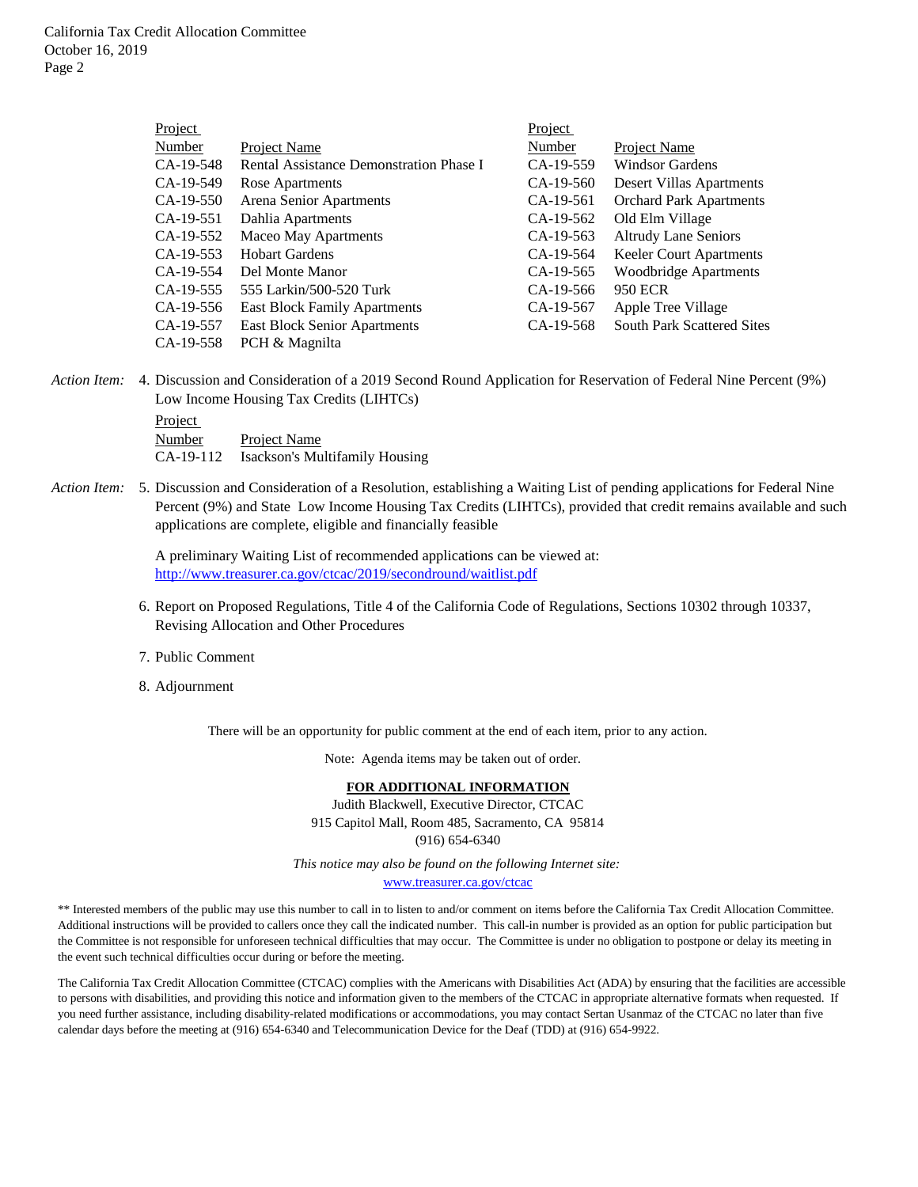| Project Number | Project Name | Project Number | Project Name |
|---|---|---|---|
| CA-19-548 | Rental Assistance Demonstration Phase I | CA-19-559 | Windsor Gardens |
| CA-19-549 | Rose Apartments | CA-19-560 | Desert Villas Apartments |
| CA-19-550 | Arena Senior Apartments | CA-19-561 | Orchard Park Apartments |
| CA-19-551 | Dahlia Apartments | CA-19-562 | Old Elm Village |
| CA-19-552 | Maceo May Apartments | CA-19-563 | Altrudy Lane Seniors |
| CA-19-553 | Hobart Gardens | CA-19-564 | Keeler Court Apartments |
| CA-19-554 | Del Monte Manor | CA-19-565 | Woodbridge Apartments |
| CA-19-555 | 555 Larkin/500-520 Turk | CA-19-566 | 950 ECR |
| CA-19-556 | East Block Family Apartments | CA-19-567 | Apple Tree Village |
| CA-19-557 | East Block Senior Apartments | CA-19-568 | South Park Scattered Sites |
| CA-19-558 | PCH & Magnilta | | |

*Action Item:* 4. Discussion and Consideration of a 2019 Second Round Application for Reservation of Federal Nine Percent (9%) Low Income Housing Tax Credits (LIHTCs)

| Project Number | Project Name |
|---|---|
| CA-19-112 | Isackson's Multifamily Housing |

*Action Item:* 5. Discussion and Consideration of a Resolution, establishing a Waiting List of pending applications for Federal Nine Percent (9%) and State Low Income Housing Tax Credits (LIHTCs), provided that credit remains available and such applications are complete, eligible and financially feasible

A preliminary Waiting List of recommended applications can be viewed at:
http://www.treasurer.ca.gov/ctcac/2019/secondround/waitlist.pdf

6. Report on Proposed Regulations, Title 4 of the California Code of Regulations, Sections 10302 through 10337, Revising Allocation and Other Procedures

7. Public Comment

8. Adjournment

There will be an opportunity for public comment at the end of each item, prior to any action.

Note: Agenda items may be taken out of order.

**FOR ADDITIONAL INFORMATION**

Judith Blackwell, Executive Director, CTCAC
915 Capitol Mall, Room 485, Sacramento, CA 95814
(916) 654-6340

*This notice may also be found on the following Internet site:*
www.treasurer.ca.gov/ctcac

** Interested members of the public may use this number to call in to listen to and/or comment on items before the California Tax Credit Allocation Committee. Additional instructions will be provided to callers once they call the indicated number. This call-in number is provided as an option for public participation but the Committee is not responsible for unforeseen technical difficulties that may occur. The Committee is under no obligation to postpone or delay its meeting in the event such technical difficulties occur during or before the meeting.

The California Tax Credit Allocation Committee (CTCAC) complies with the Americans with Disabilities Act (ADA) by ensuring that the facilities are accessible to persons with disabilities, and providing this notice and information given to the members of the CTCAC in appropriate alternative formats when requested. If you need further assistance, including disability-related modifications or accommodations, you may contact Sertan Usanmaz of the CTCAC no later than five calendar days before the meeting at (916) 654-6340 and Telecommunication Device for the Deaf (TDD) at (916) 654-9922.